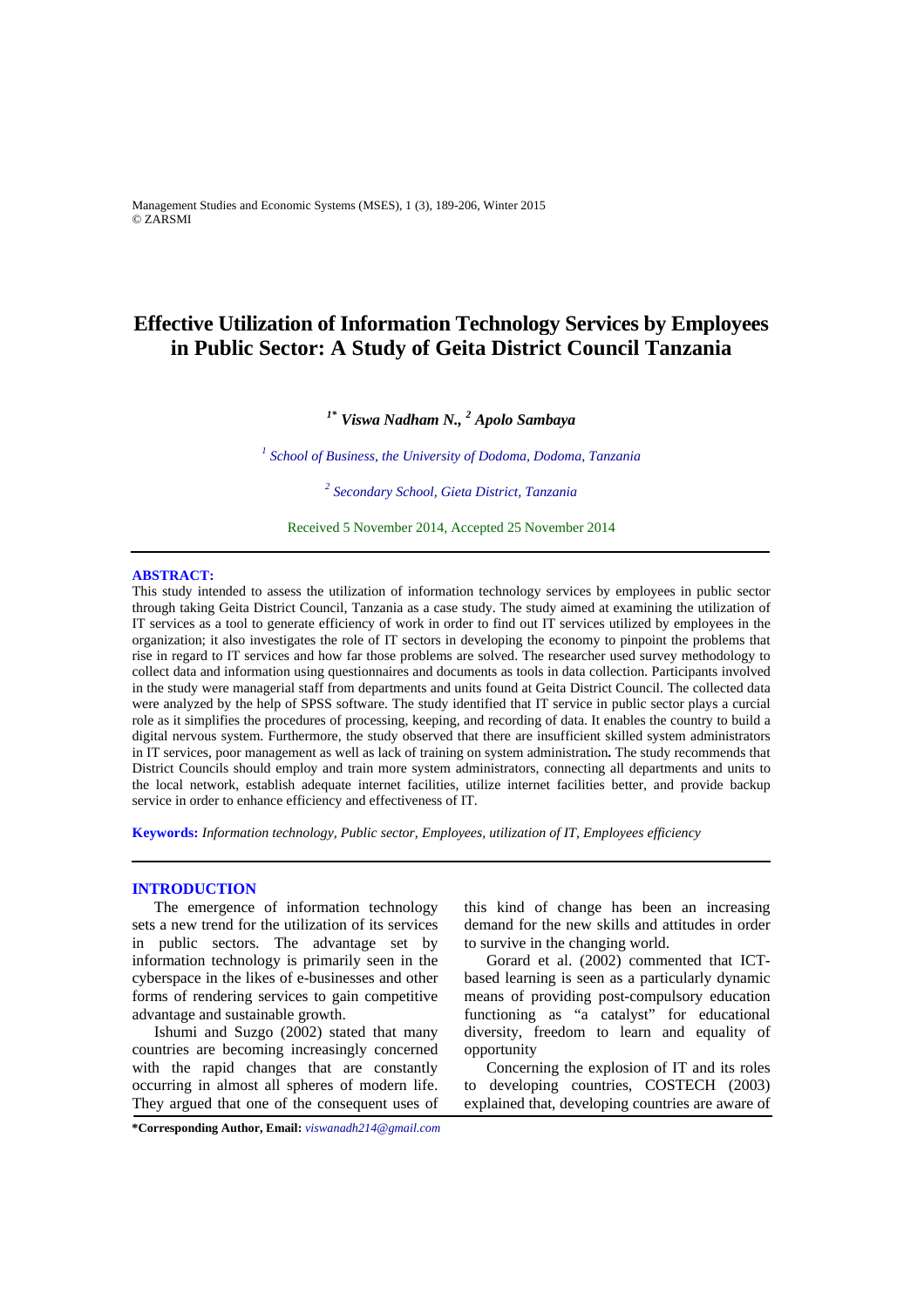# Effective Utilization of Information Technology Services by Employees in Public Sector: A Study of Geita District Council Tanzania

***[1*] Viswa Nadham N., [2] Apolo Sambaya***

*[1] School of Business, the University of Dodoma, Dodoma, Tanzania*

*[2] Secondary School, Gieta District, Tanzania*

Received 5 November 2014, Accepted 25 November 2014

## ABSTRACT:

This study intended to assess the utilization of information technology services by employees in public sector through taking Geita District Council, Tanzania as a case study. The study aimed at examining the utilization of IT services as a tool to generate efficiency of work in order to find out IT services utilized by employees in the organization; it also investigates the role of IT sectors in developing the economy to pinpoint the problems that rise in regard to IT services and how far those problems are solved. The researcher used survey methodology to collect data and information using questionnaires and documents as tools in data collection. Participants involved in the study were managerial staff from departments and units found at Geita District Council. The collected data were analyzed by the help of SPSS software. The study identified that IT service in public sector plays a curcial role as it simplifies the procedures of processing, keeping, and recording of data. It enables the country to build a digital nervous system. Furthermore, the study observed that there are insufficient skilled system administrators in IT services, poor management as well as lack of training on system administration**.** The study recommends that District Councils should employ and train more system administrators, connecting all departments and units to the local network, establish adequate internet facilities, utilize internet facilities better, and provide backup service in order to enhance efficiency and effectiveness of IT.

**Keywords:** *Information technology, Public sector, Employees, utilization of IT, Employees efficiency*

## INTRODUCTION

The emergence of information technology sets a new trend for the utilization of its services in public sectors. The advantage set by information technology is primarily seen in the cyberspace in the likes of e-businesses and other forms of rendering services to gain competitive advantage and sustainable growth.

Ishumi and Suzgo (2002) stated that many countries are becoming increasingly concerned with the rapid changes that are constantly occurring in almost all spheres of modern life. They argued that one of the consequent uses of this kind of change has been an increasing demand for the new skills and attitudes in order to survive in the changing world.

Gorard et al. (2002) commented that ICT-based learning is seen as a particularly dynamic means of providing post-compulsory education functioning as "a catalyst" for educational diversity, freedom to learn and equality of opportunity

Concerning the explosion of IT and its roles to developing countries, COSTECH (2003) explained that, developing countries are aware of

**\*Corresponding Author, Email:** *viswanadh214@gmail.com*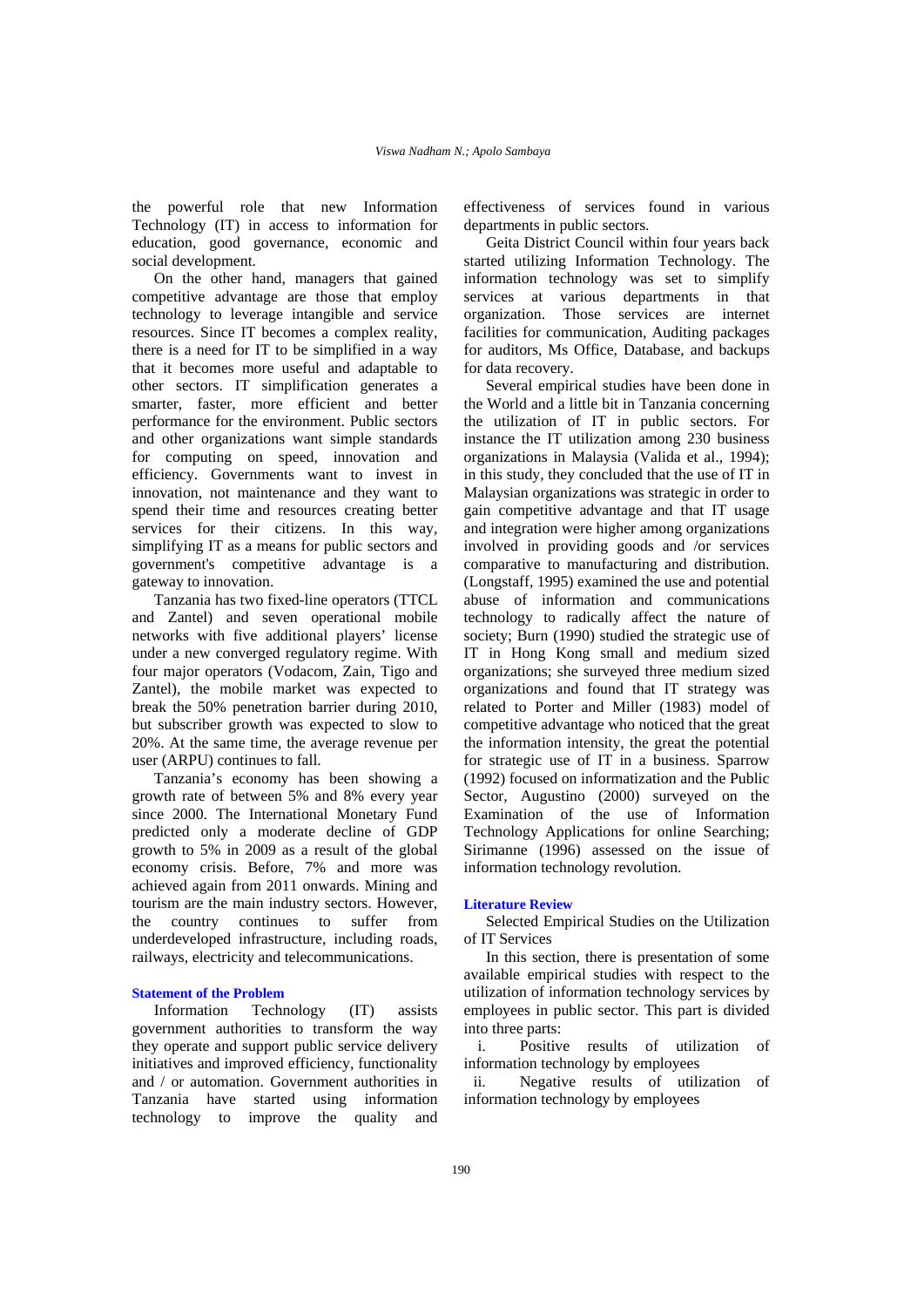the powerful role that new Information Technology (IT) in access to information for education, good governance, economic and social development.

On the other hand, managers that gained competitive advantage are those that employ technology to leverage intangible and service resources. Since IT becomes a complex reality, there is a need for IT to be simplified in a way that it becomes more useful and adaptable to other sectors. IT simplification generates a smarter, faster, more efficient and better performance for the environment. Public sectors and other organizations want simple standards for computing on speed, innovation and efficiency. Governments want to invest in innovation, not maintenance and they want to spend their time and resources creating better services for their citizens. In this way, simplifying IT as a means for public sectors and government's competitive advantage is a gateway to innovation.

Tanzania has two fixed-line operators (TTCL and Zantel) and seven operational mobile networks with five additional players' license under a new converged regulatory regime. With four major operators (Vodacom, Zain, Tigo and Zantel), the mobile market was expected to break the 50% penetration barrier during 2010, but subscriber growth was expected to slow to 20%. At the same time, the average revenue per user (ARPU) continues to fall.

Tanzania's economy has been showing a growth rate of between 5% and 8% every year since 2000. The International Monetary Fund predicted only a moderate decline of GDP growth to 5% in 2009 as a result of the global economy crisis. Before, 7% and more was achieved again from 2011 onwards. Mining and tourism are the main industry sectors. However, the country continues to suffer from underdeveloped infrastructure, including roads, railways, electricity and telecommunications.

## Statement of the Problem

Information Technology (IT) assists government authorities to transform the way they operate and support public service delivery initiatives and improved efficiency, functionality and / or automation. Government authorities in Tanzania have started using information technology to improve the quality and effectiveness of services found in various departments in public sectors.

Geita District Council within four years back started utilizing Information Technology. The information technology was set to simplify services at various departments in that organization. Those services are internet facilities for communication, Auditing packages for auditors, Ms Office, Database, and backups for data recovery.

Several empirical studies have been done in the World and a little bit in Tanzania concerning the utilization of IT in public sectors. For instance the IT utilization among 230 business organizations in Malaysia (Valida et al., 1994); in this study, they concluded that the use of IT in Malaysian organizations was strategic in order to gain competitive advantage and that IT usage and integration were higher among organizations involved in providing goods and /or services comparative to manufacturing and distribution. (Longstaff, 1995) examined the use and potential abuse of information and communications technology to radically affect the nature of society; Burn (1990) studied the strategic use of IT in Hong Kong small and medium sized organizations; she surveyed three medium sized organizations and found that IT strategy was related to Porter and Miller (1983) model of competitive advantage who noticed that the great the information intensity, the great the potential for strategic use of IT in a business. Sparrow (1992) focused on informatization and the Public Sector, Augustino (2000) surveyed on the Examination of the use of Information Technology Applications for online Searching; Sirimanne (1996) assessed on the issue of information technology revolution.

## Literature Review

Selected Empirical Studies on the Utilization of IT Services

In this section, there is presentation of some available empirical studies with respect to the utilization of information technology services by employees in public sector. This part is divided into three parts:

i. Positive results of utilization of information technology by employees

ii. Negative results of utilization of information technology by employees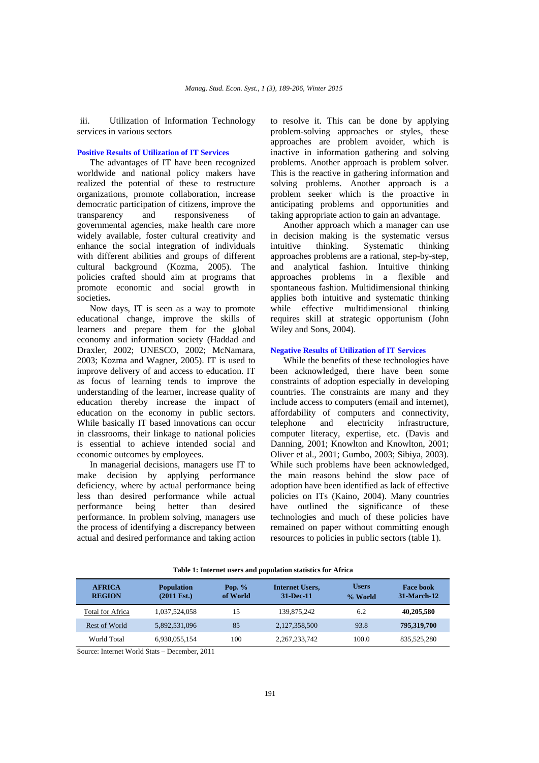iii. Utilization of Information Technology services in various sectors

### Positive Results of Utilization of IT Services

The advantages of IT have been recognized worldwide and national policy makers have realized the potential of these to restructure organizations, promote collaboration, increase democratic participation of citizens, improve the transparency and responsiveness of governmental agencies, make health care more widely available, foster cultural creativity and enhance the social integration of individuals with different abilities and groups of different cultural background (Kozma, 2005). The policies crafted should aim at programs that promote economic and social growth in societies**.**

Now days, IT is seen as a way to promote educational change, improve the skills of learners and prepare them for the global economy and information society (Haddad and Draxler, 2002; UNESCO, 2002; McNamara, 2003; Kozma and Wagner, 2005). IT is used to improve delivery of and access to education. IT as focus of learning tends to improve the understanding of the learner, increase quality of education thereby increase the impact of education on the economy in public sectors. While basically IT based innovations can occur in classrooms, their linkage to national policies is essential to achieve intended social and economic outcomes by employees.

In managerial decisions, managers use IT to make decision by applying performance deficiency, where by actual performance being less than desired performance while actual performance being better than desired performance. In problem solving, managers use the process of identifying a discrepancy between actual and desired performance and taking action to resolve it. This can be done by applying problem-solving approaches or styles, these approaches are problem avoider, which is inactive in information gathering and solving problems. Another approach is problem solver. This is the reactive in gathering information and solving problems. Another approach is a problem seeker which is the proactive in anticipating problems and opportunities and taking appropriate action to gain an advantage.

Another approach which a manager can use in decision making is the systematic versus intuitive thinking. Systematic thinking approaches problems are a rational, step-by-step, and analytical fashion. Intuitive thinking approaches problems in a flexible and spontaneous fashion. Multidimensional thinking applies both intuitive and systematic thinking while effective multidimensional thinking requires skill at strategic opportunism (John Wiley and Sons, 2004).

### Negative Results of Utilization of IT Services

While the benefits of these technologies have been acknowledged, there have been some constraints of adoption especially in developing countries. The constraints are many and they include access to computers (email and internet), affordability of computers and connectivity, telephone and electricity infrastructure, computer literacy, expertise, etc. (Davis and Danning, 2001; Knowlton and Knowlton, 2001; Oliver et al., 2001; Gumbo, 2003; Sibiya, 2003). While such problems have been acknowledged, the main reasons behind the slow pace of adoption have been identified as lack of effective policies on ITs (Kaino, 2004). Many countries have outlined the significance of these technologies and much of these policies have remained on paper without committing enough resources to policies in public sectors (table 1).

**Table 1: Internet users and population statistics for Africa**

| AFRICA REGION | Population (2011 Est.) | Pop. % of World | Internet Users, 31-Dec-11 | Users % World | Face book 31-March-12 |
|---|---|---|---|---|---|
| Total for Africa | 1,037,524,058 | 15 | 139,875,242 | 6.2 | **40,205,580** |
| Rest of World | 5,892,531,096 | 85 | 2,127,358,500 | 93.8 | **795,319,700** |
| World Total | 6,930,055,154 | 100 | 2,267,233,742 | 100.0 | 835,525,280 |

Source: Internet World Stats – December, 2011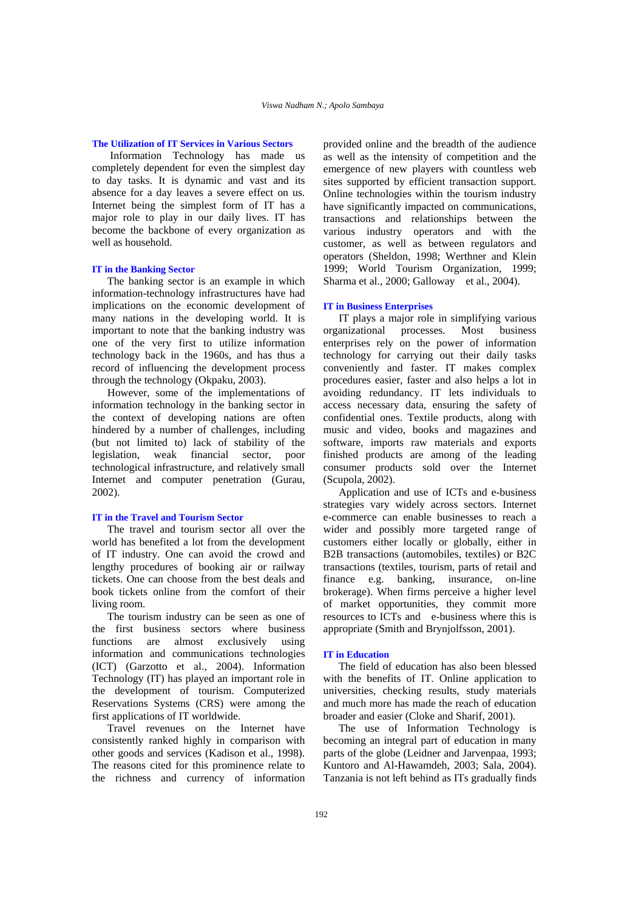### The Utilization of IT Services in Various Sectors

Information Technology has made us completely dependent for even the simplest day to day tasks. It is dynamic and vast and its absence for a day leaves a severe effect on us. Internet being the simplest form of IT has a major role to play in our daily lives. IT has become the backbone of every organization as well as household.

### IT in the Banking Sector

The banking sector is an example in which information-technology infrastructures have had implications on the economic development of many nations in the developing world. It is important to note that the banking industry was one of the very first to utilize information technology back in the 1960s, and has thus a record of influencing the development process through the technology (Okpaku, 2003).

However, some of the implementations of information technology in the banking sector in the context of developing nations are often hindered by a number of challenges, including (but not limited to) lack of stability of the legislation, weak financial sector, poor technological infrastructure, and relatively small Internet and computer penetration (Gurau, 2002).

### IT in the Travel and Tourism Sector

The travel and tourism sector all over the world has benefited a lot from the development of IT industry. One can avoid the crowd and lengthy procedures of booking air or railway tickets. One can choose from the best deals and book tickets online from the comfort of their living room.

The tourism industry can be seen as one of the first business sectors where business functions are almost exclusively using information and communications technologies (ICT) (Garzotto et al., 2004). Information Technology (IT) has played an important role in the development of tourism. Computerized Reservations Systems (CRS) were among the first applications of IT worldwide.

Travel revenues on the Internet have consistently ranked highly in comparison with other goods and services (Kadison et al., 1998). The reasons cited for this prominence relate to the richness and currency of information provided online and the breadth of the audience as well as the intensity of competition and the emergence of new players with countless web sites supported by efficient transaction support. Online technologies within the tourism industry have significantly impacted on communications, transactions and relationships between the various industry operators and with the customer, as well as between regulators and operators (Sheldon, 1998; Werthner and Klein 1999; World Tourism Organization, 1999; Sharma et al., 2000; Galloway et al., 2004).

### IT in Business Enterprises

IT plays a major role in simplifying various organizational processes. Most business enterprises rely on the power of information technology for carrying out their daily tasks conveniently and faster. IT makes complex procedures easier, faster and also helps a lot in avoiding redundancy. IT lets individuals to access necessary data, ensuring the safety of confidential ones. Textile products, along with music and video, books and magazines and software, imports raw materials and exports finished products are among of the leading consumer products sold over the Internet (Scupola, 2002).

Application and use of ICTs and e-business strategies vary widely across sectors. Internet e-commerce can enable businesses to reach a wider and possibly more targeted range of customers either locally or globally, either in B2B transactions (automobiles, textiles) or B2C transactions (textiles, tourism, parts of retail and finance e.g. banking, insurance, on-line brokerage). When firms perceive a higher level of market opportunities, they commit more resources to ICTs and e-business where this is appropriate (Smith and Brynjolfsson, 2001).

### IT in Education

The field of education has also been blessed with the benefits of IT. Online application to universities, checking results, study materials and much more has made the reach of education broader and easier (Cloke and Sharif, 2001).

The use of Information Technology is becoming an integral part of education in many parts of the globe (Leidner and Jarvenpaa, 1993; Kuntoro and Al-Hawamdeh, 2003; Sala, 2004). Tanzania is not left behind as ITs gradually finds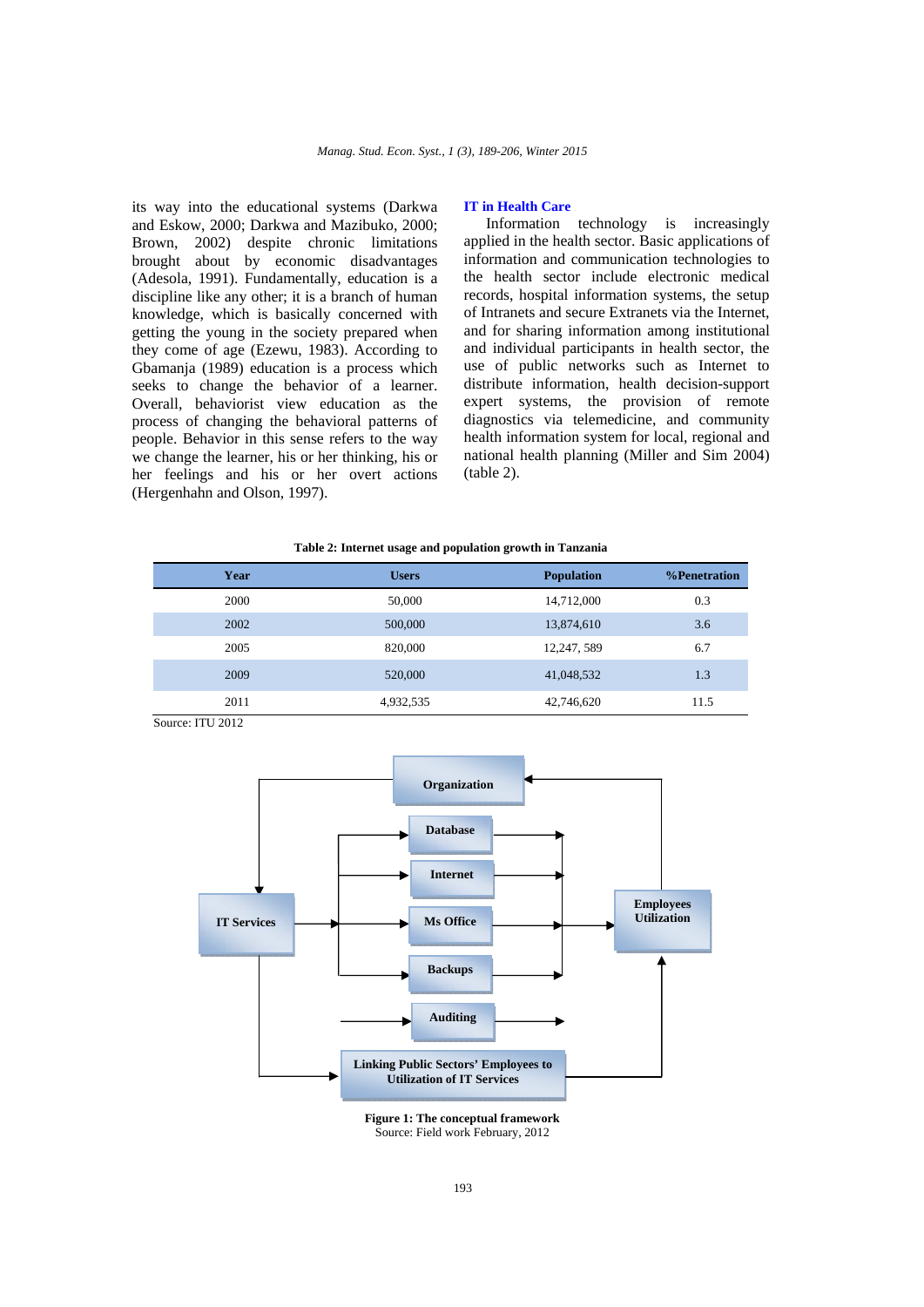its way into the educational systems (Darkwa and Eskow, 2000; Darkwa and Mazibuko, 2000; Brown, 2002) despite chronic limitations brought about by economic disadvantages (Adesola, 1991). Fundamentally, education is a discipline like any other; it is a branch of human knowledge, which is basically concerned with getting the young in the society prepared when they come of age (Ezewu, 1983). According to Gbamanja (1989) education is a process which seeks to change the behavior of a learner. Overall, behaviorist view education as the process of changing the behavioral patterns of people. Behavior in this sense refers to the way we change the learner, his or her thinking, his or her feelings and his or her overt actions (Hergenhahn and Olson, 1997).

### IT in Health Care

Information technology is increasingly applied in the health sector. Basic applications of information and communication technologies to the health sector include electronic medical records, hospital information systems, the setup of Intranets and secure Extranets via the Internet, and for sharing information among institutional and individual participants in health sector, the use of public networks such as Internet to distribute information, health decision-support expert systems, the provision of remote diagnostics via telemedicine, and community health information system for local, regional and national health planning (Miller and Sim 2004) (table 2).

**Table 2: Internet usage and population growth in Tanzania**

| Year | Users | Population | %Penetration |
|---|---|---|---|
| 2000 | 50,000 | 14,712,000 | 0.3 |
| 2002 | 500,000 | 13,874,610 | 3.6 |
| 2005 | 820,000 | 12,247, 589 | 6.7 |
| 2009 | 520,000 | 41,048,532 | 1.3 |
| 2011 | 4,932,535 | 42,746,620 | 11.5 |

Source: ITU 2012

Organization

Database

Internet

IT Services

Ms Office

Employees Utilization

Backups

Auditing

Linking Public Sectors' Employees to Utilization of IT Services

**Figure 1: The conceptual framework**
Source: Field work February, 2012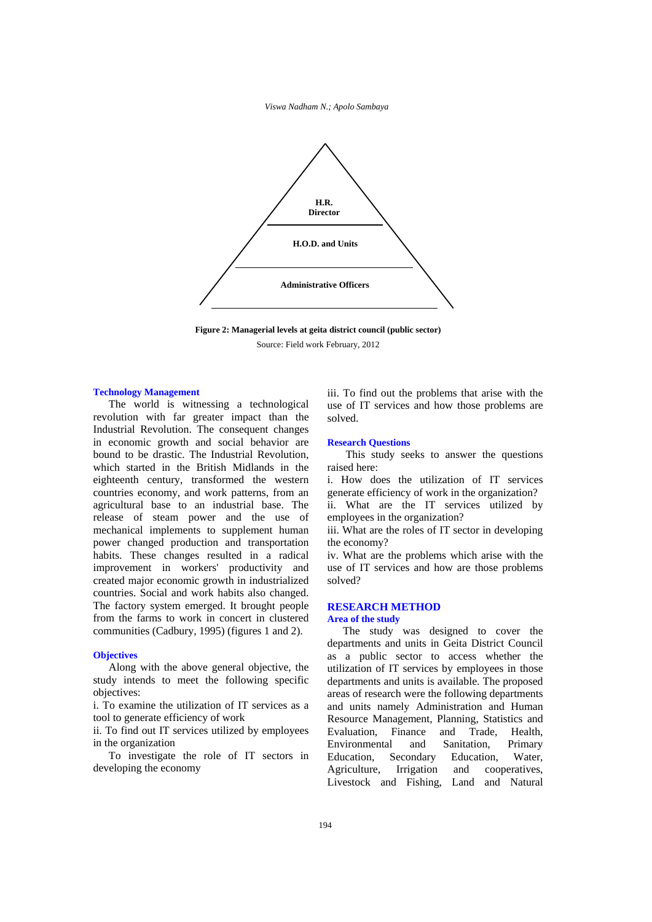H.R. Director

H.O.D. and Units

Administrative Officers

**Figure 2: Managerial levels at geita district council (public sector)**

Source: Field work February, 2012

### Technology Management

The world is witnessing a technological revolution with far greater impact than the Industrial Revolution. The consequent changes in economic growth and social behavior are bound to be drastic. The Industrial Revolution, which started in the British Midlands in the eighteenth century, transformed the western countries economy, and work patterns, from an agricultural base to an industrial base. The release of steam power and the use of mechanical implements to supplement human power changed production and transportation habits. These changes resulted in a radical improvement in workers' productivity and created major economic growth in industrialized countries. Social and work habits also changed. The factory system emerged. It brought people from the farms to work in concert in clustered communities (Cadbury, 1995) (figures 1 and 2).

### Objectives

Along with the above general objective, the study intends to meet the following specific objectives:

i. To examine the utilization of IT services as a tool to generate efficiency of work

ii. To find out IT services utilized by employees in the organization

To investigate the role of IT sectors in developing the economy

iii. To find out the problems that arise with the use of IT services and how those problems are solved.

### Research Questions

This study seeks to answer the questions raised here:

i. How does the utilization of IT services generate efficiency of work in the organization?

ii. What are the IT services utilized by employees in the organization?

iii. What are the roles of IT sector in developing the economy?

iv. What are the problems which arise with the use of IT services and how are those problems solved?

## RESEARCH METHOD

### Area of the study

The study was designed to cover the departments and units in Geita District Council as a public sector to access whether the utilization of IT services by employees in those departments and units is available. The proposed areas of research were the following departments and units namely Administration and Human Resource Management, Planning, Statistics and Evaluation, Finance and Trade, Health, Environmental and Sanitation, Primary Education, Secondary Education, Water, Agriculture, Irrigation and cooperatives, Livestock and Fishing, Land and Natural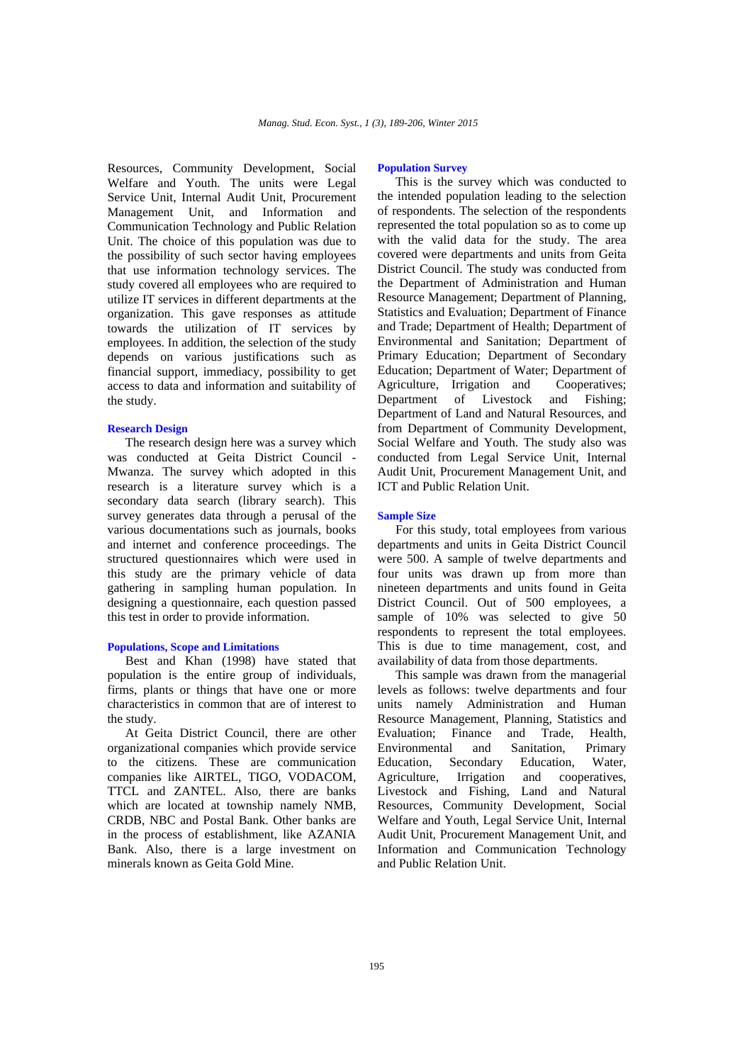Resources, Community Development, Social Welfare and Youth. The units were Legal Service Unit, Internal Audit Unit, Procurement Management Unit, and Information and Communication Technology and Public Relation Unit. The choice of this population was due to the possibility of such sector having employees that use information technology services. The study covered all employees who are required to utilize IT services in different departments at the organization. This gave responses as attitude towards the utilization of IT services by employees. In addition, the selection of the study depends on various justifications such as financial support, immediacy, possibility to get access to data and information and suitability of the study.

### Research Design

The research design here was a survey which was conducted at Geita District Council - Mwanza. The survey which adopted in this research is a literature survey which is a secondary data search (library search). This survey generates data through a perusal of the various documentations such as journals, books and internet and conference proceedings. The structured questionnaires which were used in this study are the primary vehicle of data gathering in sampling human population. In designing a questionnaire, each question passed this test in order to provide information.

### Populations, Scope and Limitations

Best and Khan (1998) have stated that population is the entire group of individuals, firms, plants or things that have one or more characteristics in common that are of interest to the study.

At Geita District Council, there are other organizational companies which provide service to the citizens. These are communication companies like AIRTEL, TIGO, VODACOM, TTCL and ZANTEL. Also, there are banks which are located at township namely NMB, CRDB, NBC and Postal Bank. Other banks are in the process of establishment, like AZANIA Bank. Also, there is a large investment on minerals known as Geita Gold Mine.

### Population Survey

This is the survey which was conducted to the intended population leading to the selection of respondents. The selection of the respondents represented the total population so as to come up with the valid data for the study. The area covered were departments and units from Geita District Council. The study was conducted from the Department of Administration and Human Resource Management; Department of Planning, Statistics and Evaluation; Department of Finance and Trade; Department of Health; Department of Environmental and Sanitation; Department of Primary Education; Department of Secondary Education; Department of Water; Department of Agriculture, Irrigation and Cooperatives; Department of Livestock and Fishing; Department of Land and Natural Resources, and from Department of Community Development, Social Welfare and Youth. The study also was conducted from Legal Service Unit, Internal Audit Unit, Procurement Management Unit, and ICT and Public Relation Unit.

### Sample Size

For this study, total employees from various departments and units in Geita District Council were 500. A sample of twelve departments and four units was drawn up from more than nineteen departments and units found in Geita District Council. Out of 500 employees, a sample of 10% was selected to give 50 respondents to represent the total employees. This is due to time management, cost, and availability of data from those departments.

This sample was drawn from the managerial levels as follows: twelve departments and four units namely Administration and Human Resource Management, Planning, Statistics and Evaluation; Finance and Trade, Health, Environmental and Sanitation, Primary Education, Secondary Education, Water, Agriculture, Irrigation and cooperatives, Livestock and Fishing, Land and Natural Resources, Community Development, Social Welfare and Youth, Legal Service Unit, Internal Audit Unit, Procurement Management Unit, and Information and Communication Technology and Public Relation Unit.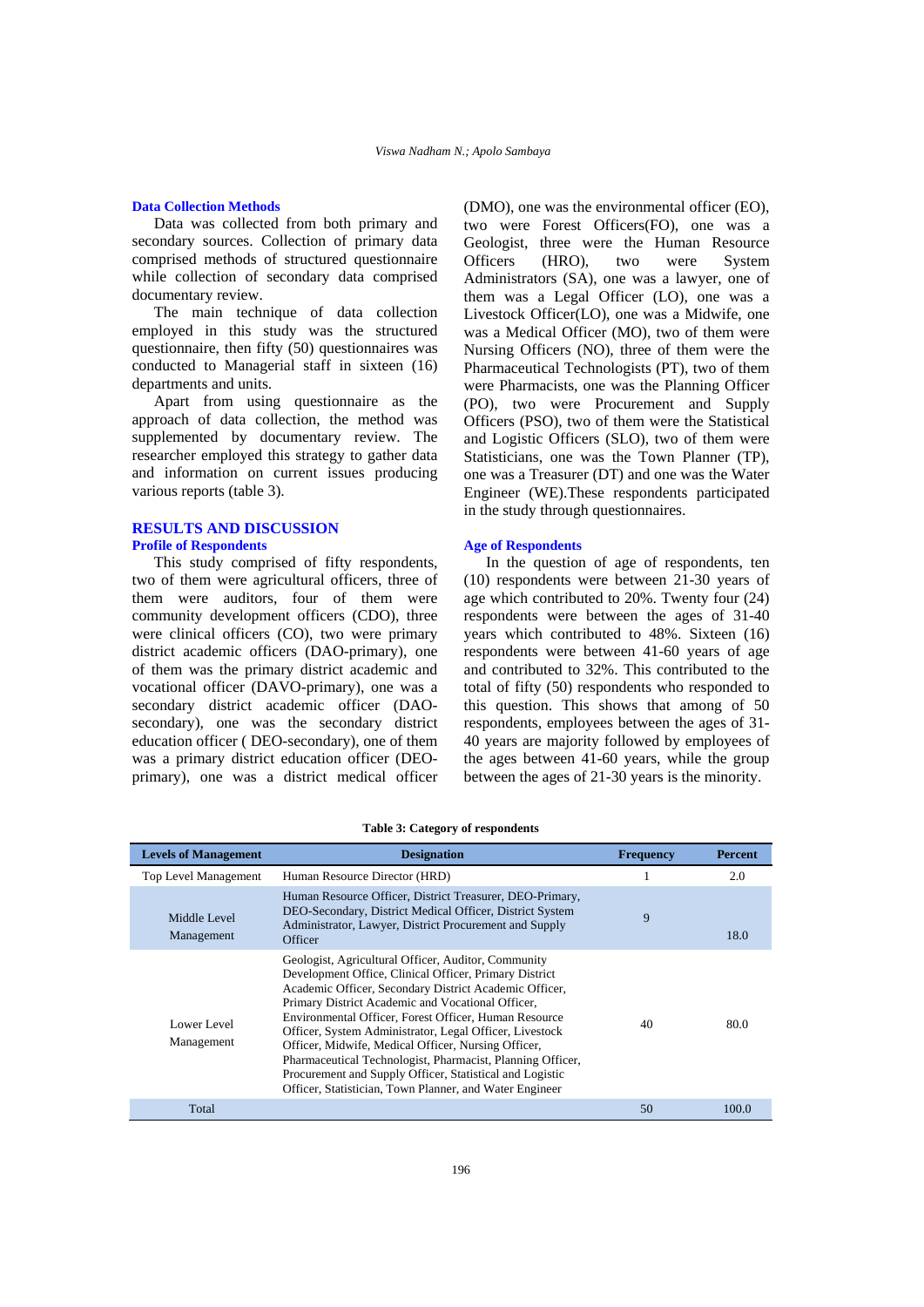### Data Collection Methods

Data was collected from both primary and secondary sources. Collection of primary data comprised methods of structured questionnaire while collection of secondary data comprised documentary review.

The main technique of data collection employed in this study was the structured questionnaire, then fifty (50) questionnaires was conducted to Managerial staff in sixteen (16) departments and units.

Apart from using questionnaire as the approach of data collection, the method was supplemented by documentary review. The researcher employed this strategy to gather data and information on current issues producing various reports (table 3).

## RESULTS AND DISCUSSION

### Profile of Respondents

This study comprised of fifty respondents, two of them were agricultural officers, three of them were auditors, four of them were community development officers (CDO), three were clinical officers (CO), two were primary district academic officers (DAO-primary), one of them was the primary district academic and vocational officer (DAVO-primary), one was a secondary district academic officer (DAO-secondary), one was the secondary district education officer ( DEO-secondary), one of them was a primary district education officer (DEO-primary), one was a district medical officer (DMO), one was the environmental officer (EO), two were Forest Officers(FO), one was a Geologist, three were the Human Resource Officers (HRO), two were System Administrators (SA), one was a lawyer, one of them was a Legal Officer (LO), one was a Livestock Officer(LO), one was a Midwife, one was a Medical Officer (MO), two of them were Nursing Officers (NO), three of them were the Pharmaceutical Technologists (PT), two of them were Pharmacists, one was the Planning Officer (PO), two were Procurement and Supply Officers (PSO), two of them were the Statistical and Logistic Officers (SLO), two of them were Statisticians, one was the Town Planner (TP), one was a Treasurer (DT) and one was the Water Engineer (WE).These respondents participated in the study through questionnaires.

### Age of Respondents

In the question of age of respondents, ten (10) respondents were between 21-30 years of age which contributed to 20%. Twenty four (24) respondents were between the ages of 31-40 years which contributed to 48%. Sixteen (16) respondents were between 41-60 years of age and contributed to 32%. This contributed to the total of fifty (50) respondents who responded to this question. This shows that among of 50 respondents, employees between the ages of 31-40 years are majority followed by employees of the ages between 41-60 years, while the group between the ages of 21-30 years is the minority.

**Table 3: Category of respondents**

| Levels of Management | Designation | Frequency | Percent |
|---|---|---|---|
| Top Level Management | Human Resource Director (HRD) | 1 | 2.0 |
| Middle Level Management | Human Resource Officer, District Treasurer, DEO-Primary, DEO-Secondary, District Medical Officer, District System Administrator, Lawyer, District Procurement and Supply Officer | 9 | 18.0 |
| Lower Level Management | Geologist, Agricultural Officer, Auditor, Community Development Office, Clinical Officer, Primary District Academic Officer, Secondary District Academic Officer, Primary District Academic and Vocational Officer, Environmental Officer, Forest Officer, Human Resource Officer, System Administrator, Legal Officer, Livestock Officer, Midwife, Medical Officer, Nursing Officer, Pharmaceutical Technologist, Pharmacist, Planning Officer, Procurement and Supply Officer, Statistical and Logistic Officer, Statistician, Town Planner, and Water Engineer | 40 | 80.0 |
| Total | | 50 | 100.0 |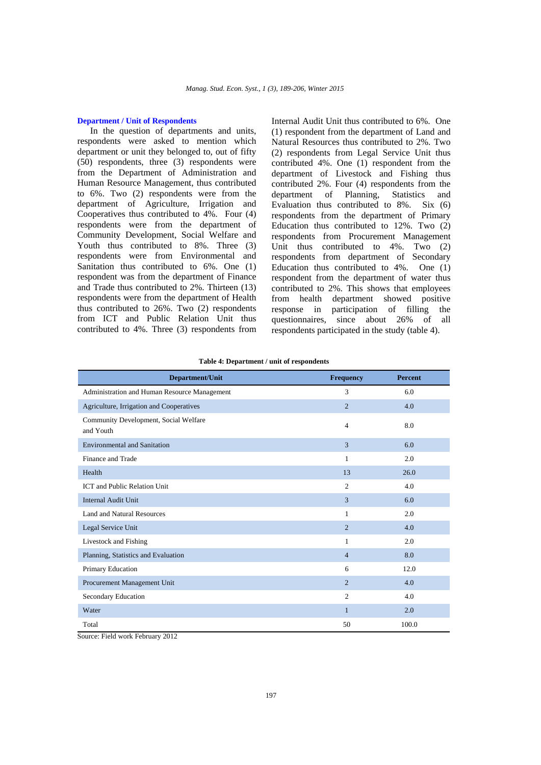### Department / Unit of Respondents

In the question of departments and units, respondents were asked to mention which department or unit they belonged to, out of fifty (50) respondents, three (3) respondents were from the Department of Administration and Human Resource Management, thus contributed to 6%. Two (2) respondents were from the department of Agriculture, Irrigation and Cooperatives thus contributed to 4%. Four (4) respondents were from the department of Community Development, Social Welfare and Youth thus contributed to 8%. Three (3) respondents were from Environmental and Sanitation thus contributed to 6%. One (1) respondent was from the department of Finance and Trade thus contributed to 2%. Thirteen (13) respondents were from the department of Health thus contributed to 26%. Two (2) respondents from ICT and Public Relation Unit thus contributed to 4%. Three (3) respondents from Internal Audit Unit thus contributed to 6%. One (1) respondent from the department of Land and Natural Resources thus contributed to 2%. Two (2) respondents from Legal Service Unit thus contributed 4%. One (1) respondent from the department of Livestock and Fishing thus contributed 2%. Four (4) respondents from the department of Planning, Statistics and Evaluation thus contributed to 8%. Six (6) respondents from the department of Primary Education thus contributed to 12%. Two (2) respondents from Procurement Management Unit thus contributed to 4%. Two (2) respondents from department of Secondary Education thus contributed to 4%. One (1) respondent from the department of water thus contributed to 2%. This shows that employees from health department showed positive response in participation of filling the questionnaires, since about 26% of all respondents participated in the study (table 4).

**Table 4: Department / unit of respondents**

| Department/Unit | Frequency | Percent |
|---|---|---|
| Administration and Human Resource Management | 3 | 6.0 |
| Agriculture, Irrigation and Cooperatives | 2 | 4.0 |
| Community Development, Social Welfare and Youth | 4 | 8.0 |
| Environmental and Sanitation | 3 | 6.0 |
| Finance and Trade | 1 | 2.0 |
| Health | 13 | 26.0 |
| ICT and Public Relation Unit | 2 | 4.0 |
| Internal Audit Unit | 3 | 6.0 |
| Land and Natural Resources | 1 | 2.0 |
| Legal Service Unit | 2 | 4.0 |
| Livestock and Fishing | 1 | 2.0 |
| Planning, Statistics and Evaluation | 4 | 8.0 |
| Primary Education | 6 | 12.0 |
| Procurement Management Unit | 2 | 4.0 |
| Secondary Education | 2 | 4.0 |
| Water | 1 | 2.0 |
| Total | 50 | 100.0 |

Source: Field work February 2012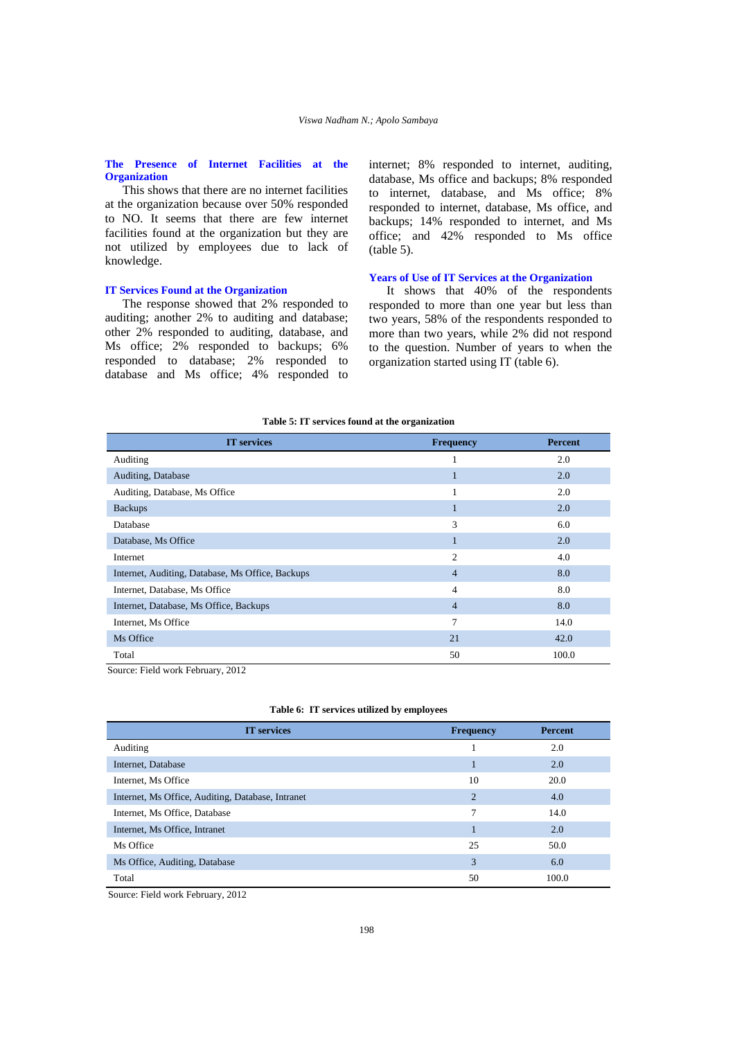### The Presence of Internet Facilities at the Organization

This shows that there are no internet facilities at the organization because over 50% responded to NO. It seems that there are few internet facilities found at the organization but they are not utilized by employees due to lack of knowledge.

### IT Services Found at the Organization

The response showed that 2% responded to auditing; another 2% to auditing and database; other 2% responded to auditing, database, and Ms office; 2% responded to backups; 6% responded to database; 2% responded to database and Ms office; 4% responded to internet; 8% responded to internet, auditing, database, Ms office and backups; 8% responded to internet, database, and Ms office; 8% responded to internet, database, Ms office, and backups; 14% responded to internet, and Ms office; and 42% responded to Ms office (table 5).

### Years of Use of IT Services at the Organization

It shows that 40% of the respondents responded to more than one year but less than two years, 58% of the respondents responded to more than two years, while 2% did not respond to the question. Number of years to when the organization started using IT (table 6).

**Table 5: IT services found at the organization**

| IT services | Frequency | Percent |
|---|---|---|
| Auditing | 1 | 2.0 |
| Auditing, Database | 1 | 2.0 |
| Auditing, Database, Ms Office | 1 | 2.0 |
| Backups | 1 | 2.0 |
| Database | 3 | 6.0 |
| Database, Ms Office | 1 | 2.0 |
| Internet | 2 | 4.0 |
| Internet, Auditing, Database, Ms Office, Backups | 4 | 8.0 |
| Internet, Database, Ms Office | 4 | 8.0 |
| Internet, Database, Ms Office, Backups | 4 | 8.0 |
| Internet, Ms Office | 7 | 14.0 |
| Ms Office | 21 | 42.0 |
| Total | 50 | 100.0 |

Source: Field work February, 2012

**Table 6: IT services utilized by employees**

| IT services | Frequency | Percent |
|---|---|---|
| Auditing | 1 | 2.0 |
| Internet, Database | 1 | 2.0 |
| Internet, Ms Office | 10 | 20.0 |
| Internet, Ms Office, Auditing, Database, Intranet | 2 | 4.0 |
| Internet, Ms Office, Database | 7 | 14.0 |
| Internet, Ms Office, Intranet | 1 | 2.0 |
| Ms Office | 25 | 50.0 |
| Ms Office, Auditing, Database | 3 | 6.0 |
| Total | 50 | 100.0 |

Source: Field work February, 2012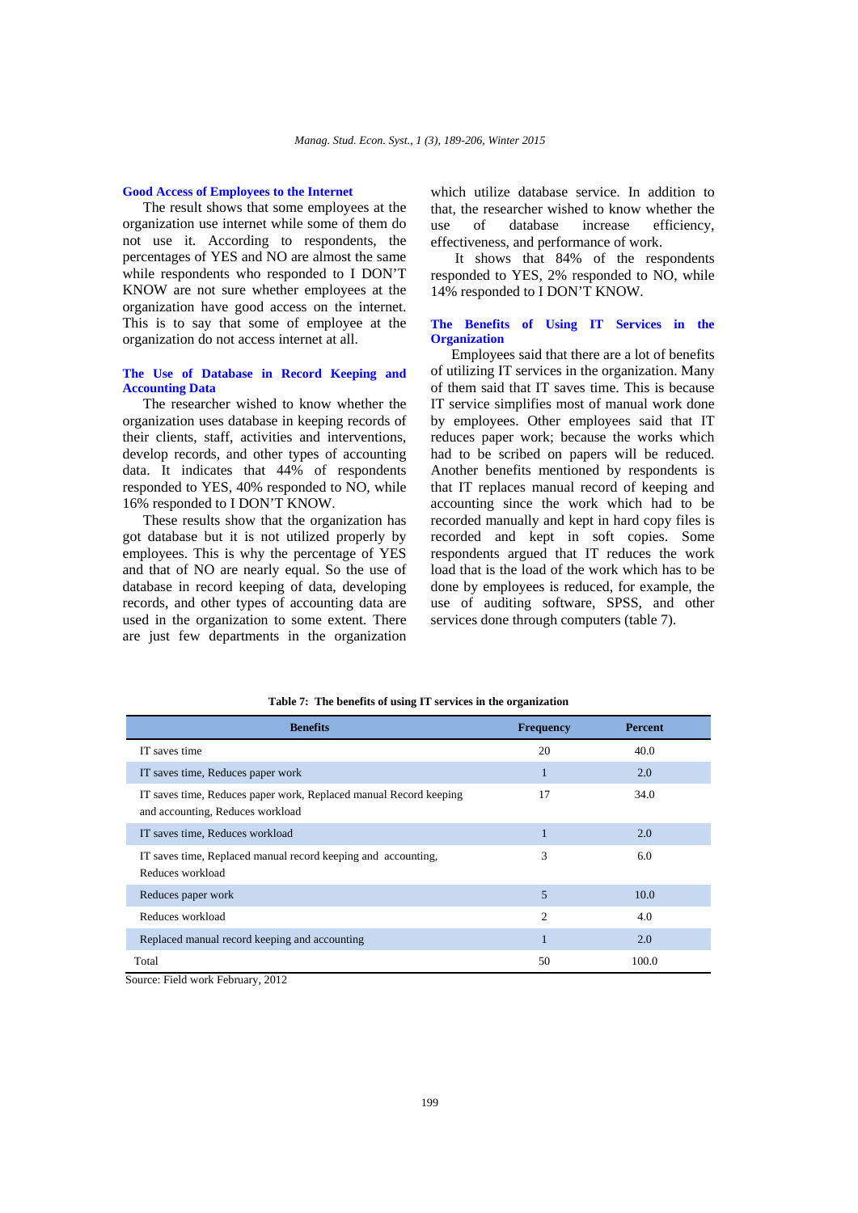### Good Access of Employees to the Internet

The result shows that some employees at the organization use internet while some of them do not use it. According to respondents, the percentages of YES and NO are almost the same while respondents who responded to I DON'T KNOW are not sure whether employees at the organization have good access on the internet. This is to say that some of employee at the organization do not access internet at all.

### The Use of Database in Record Keeping and Accounting Data

The researcher wished to know whether the organization uses database in keeping records of their clients, staff, activities and interventions, develop records, and other types of accounting data. It indicates that 44% of respondents responded to YES, 40% responded to NO, while 16% responded to I DON'T KNOW.

These results show that the organization has got database but it is not utilized properly by employees. This is why the percentage of YES and that of NO are nearly equal. So the use of database in record keeping of data, developing records, and other types of accounting data are used in the organization to some extent. There are just few departments in the organization which utilize database service. In addition to that, the researcher wished to know whether the use of database increase efficiency, effectiveness, and performance of work.

It shows that 84% of the respondents responded to YES, 2% responded to NO, while 14% responded to I DON'T KNOW.

### The Benefits of Using IT Services in the Organization

Employees said that there are a lot of benefits of utilizing IT services in the organization. Many of them said that IT saves time. This is because IT service simplifies most of manual work done by employees. Other employees said that IT reduces paper work; because the works which had to be scribed on papers will be reduced. Another benefits mentioned by respondents is that IT replaces manual record of keeping and accounting since the work which had to be recorded manually and kept in hard copy files is recorded and kept in soft copies. Some respondents argued that IT reduces the work load that is the load of the work which has to be done by employees is reduced, for example, the use of auditing software, SPSS, and other services done through computers (table 7).

**Table 7: The benefits of using IT services in the organization**

| Benefits | Frequency | Percent |
|---|---|---|
| IT saves time | 20 | 40.0 |
| IT saves time, Reduces paper work | 1 | 2.0 |
| IT saves time, Reduces paper work, Replaced manual Record keeping and accounting, Reduces workload | 17 | 34.0 |
| IT saves time, Reduces workload | 1 | 2.0 |
| IT saves time, Replaced manual record keeping and accounting, Reduces workload | 3 | 6.0 |
| Reduces paper work | 5 | 10.0 |
| Reduces workload | 2 | 4.0 |
| Replaced manual record keeping and accounting | 1 | 2.0 |
| Total | 50 | 100.0 |

Source: Field work February, 2012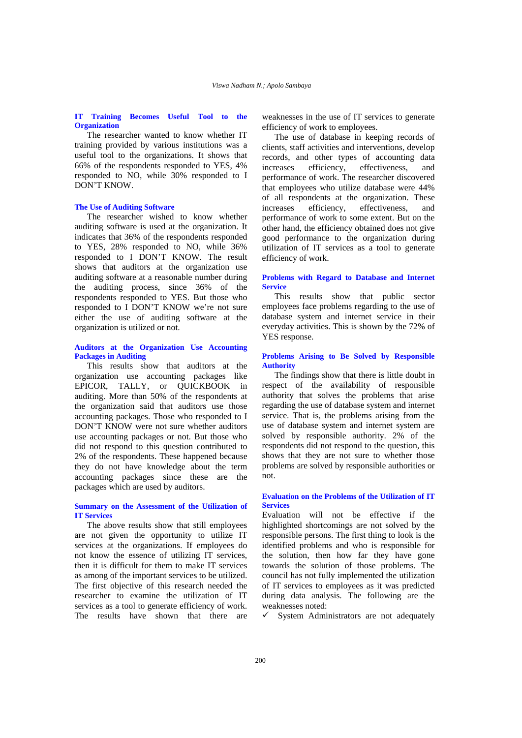### IT Training Becomes Useful Tool to the Organization

The researcher wanted to know whether IT training provided by various institutions was a useful tool to the organizations. It shows that 66% of the respondents responded to YES, 4% responded to NO, while 30% responded to I DON'T KNOW.

### The Use of Auditing Software

The researcher wished to know whether auditing software is used at the organization. It indicates that 36% of the respondents responded to YES, 28% responded to NO, while 36% responded to I DON'T KNOW. The result shows that auditors at the organization use auditing software at a reasonable number during the auditing process, since 36% of the respondents responded to YES. But those who responded to I DON'T KNOW we're not sure either the use of auditing software at the organization is utilized or not.

### Auditors at the Organization Use Accounting Packages in Auditing

This results show that auditors at the organization use accounting packages like EPICOR, TALLY, or QUICKBOOK in auditing. More than 50% of the respondents at the organization said that auditors use those accounting packages. Those who responded to I DON'T KNOW were not sure whether auditors use accounting packages or not. But those who did not respond to this question contributed to 2% of the respondents. These happened because they do not have knowledge about the term accounting packages since these are the packages which are used by auditors.

### Summary on the Assessment of the Utilization of IT Services

The above results show that still employees are not given the opportunity to utilize IT services at the organizations. If employees do not know the essence of utilizing IT services, then it is difficult for them to make IT services as among of the important services to be utilized. The first objective of this research needed the researcher to examine the utilization of IT services as a tool to generate efficiency of work. The results have shown that there are weaknesses in the use of IT services to generate efficiency of work to employees.

The use of database in keeping records of clients, staff activities and interventions, develop records, and other types of accounting data increases efficiency, effectiveness, and performance of work. The researcher discovered that employees who utilize database were 44% of all respondents at the organization. These increases efficiency, effectiveness, and performance of work to some extent. But on the other hand, the efficiency obtained does not give good performance to the organization during utilization of IT services as a tool to generate efficiency of work.

### Problems with Regard to Database and Internet Service

This results show that public sector employees face problems regarding to the use of database system and internet service in their everyday activities. This is shown by the 72% of YES response.

### Problems Arising to Be Solved by Responsible Authority

The findings show that there is little doubt in respect of the availability of responsible authority that solves the problems that arise regarding the use of database system and internet service. That is, the problems arising from the use of database system and internet system are solved by responsible authority. 2% of the respondents did not respond to the question, this shows that they are not sure to whether those problems are solved by responsible authorities or not.

### Evaluation on the Problems of the Utilization of IT Services

Evaluation will not be effective if the highlighted shortcomings are not solved by the responsible persons. The first thing to look is the identified problems and who is responsible for the solution, then how far they have gone towards the solution of those problems. The council has not fully implemented the utilization of IT services to employees as it was predicted during data analysis. The following are the weaknesses noted:

- ✓ System Administrators are not adequately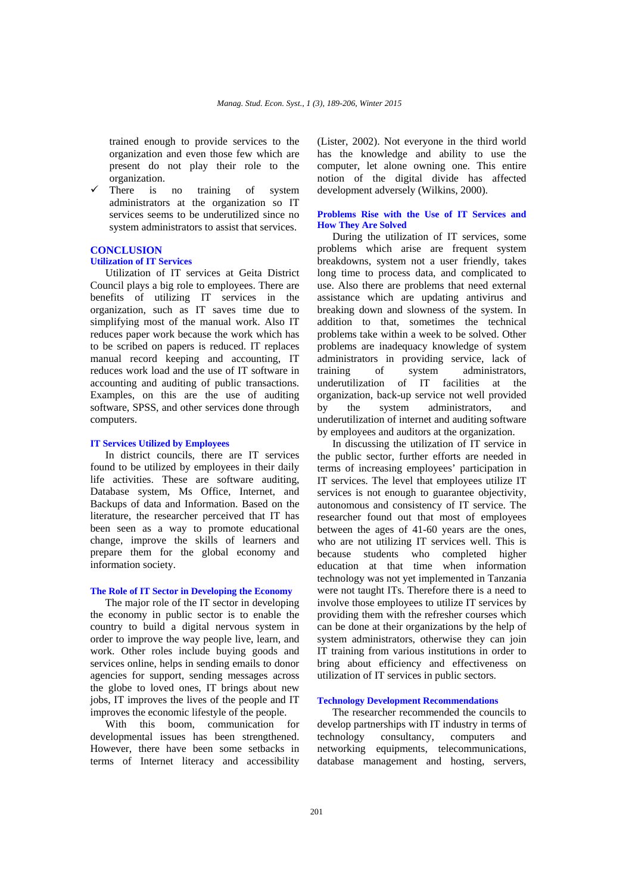trained enough to provide services to the organization and even those few which are present do not play their role to the organization.

- ✓ There is no training of system administrators at the organization so IT services seems to be underutilized since no system administrators to assist that services.

## CONCLUSION

### Utilization of IT Services

Utilization of IT services at Geita District Council plays a big role to employees. There are benefits of utilizing IT services in the organization, such as IT saves time due to simplifying most of the manual work. Also IT reduces paper work because the work which has to be scribed on papers is reduced. IT replaces manual record keeping and accounting, IT reduces work load and the use of IT software in accounting and auditing of public transactions. Examples, on this are the use of auditing software, SPSS, and other services done through computers.

### IT Services Utilized by Employees

In district councils, there are IT services found to be utilized by employees in their daily life activities. These are software auditing, Database system, Ms Office, Internet, and Backups of data and Information. Based on the literature, the researcher perceived that IT has been seen as a way to promote educational change, improve the skills of learners and prepare them for the global economy and information society.

### The Role of IT Sector in Developing the Economy

The major role of the IT sector in developing the economy in public sector is to enable the country to build a digital nervous system in order to improve the way people live, learn, and work. Other roles include buying goods and services online, helps in sending emails to donor agencies for support, sending messages across the globe to loved ones, IT brings about new jobs, IT improves the lives of the people and IT improves the economic lifestyle of the people.

With this boom, communication for developmental issues has been strengthened. However, there have been some setbacks in terms of Internet literacy and accessibility (Lister, 2002). Not everyone in the third world has the knowledge and ability to use the computer, let alone owning one. This entire notion of the digital divide has affected development adversely (Wilkins, 2000).

### Problems Rise with the Use of IT Services and How They Are Solved

During the utilization of IT services, some problems which arise are frequent system breakdowns, system not a user friendly, takes long time to process data, and complicated to use. Also there are problems that need external assistance which are updating antivirus and breaking down and slowness of the system. In addition to that, sometimes the technical problems take within a week to be solved. Other problems are inadequacy knowledge of system administrators in providing service, lack of training of system administrators, underutilization of IT facilities at the organization, back-up service not well provided by the system administrators, and underutilization of internet and auditing software by employees and auditors at the organization.

In discussing the utilization of IT service in the public sector, further efforts are needed in terms of increasing employees' participation in IT services. The level that employees utilize IT services is not enough to guarantee objectivity, autonomous and consistency of IT service. The researcher found out that most of employees between the ages of 41-60 years are the ones, who are not utilizing IT services well. This is because students who completed higher education at that time when information technology was not yet implemented in Tanzania were not taught ITs. Therefore there is a need to involve those employees to utilize IT services by providing them with the refresher courses which can be done at their organizations by the help of system administrators, otherwise they can join IT training from various institutions in order to bring about efficiency and effectiveness on utilization of IT services in public sectors.

### Technology Development Recommendations

The researcher recommended the councils to develop partnerships with IT industry in terms of technology consultancy, computers and networking equipments, telecommunications, database management and hosting, servers,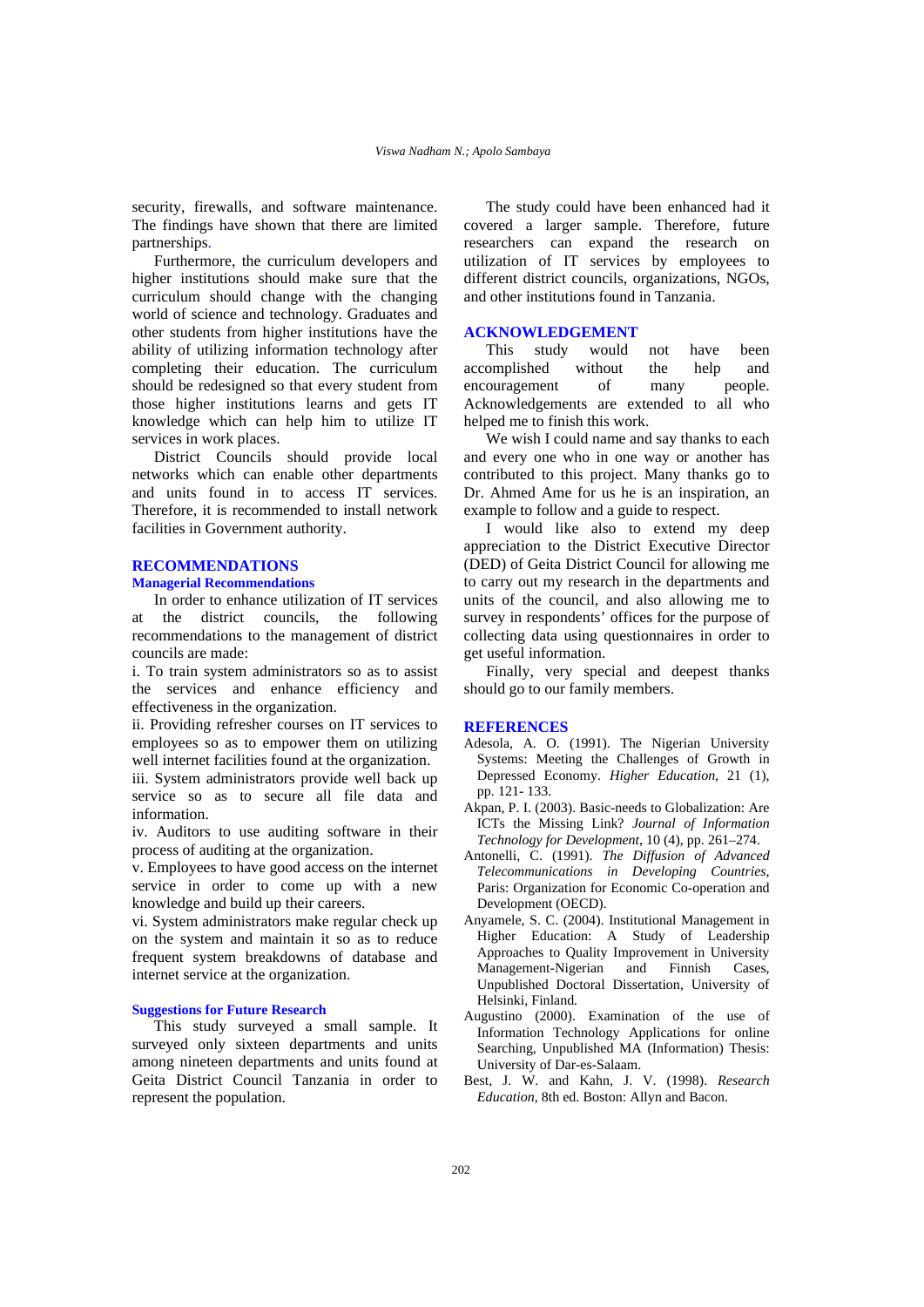security, firewalls, and software maintenance. The findings have shown that there are limited partnerships.

Furthermore, the curriculum developers and higher institutions should make sure that the curriculum should change with the changing world of science and technology. Graduates and other students from higher institutions have the ability of utilizing information technology after completing their education. The curriculum should be redesigned so that every student from those higher institutions learns and gets IT knowledge which can help him to utilize IT services in work places.

District Councils should provide local networks which can enable other departments and units found in to access IT services. Therefore, it is recommended to install network facilities in Government authority.

## RECOMMENDATIONS

### Managerial Recommendations

In order to enhance utilization of IT services at the district councils, the following recommendations to the management of district councils are made:

i. To train system administrators so as to assist the services and enhance efficiency and effectiveness in the organization.

ii. Providing refresher courses on IT services to employees so as to empower them on utilizing well internet facilities found at the organization.

iii. System administrators provide well back up service so as to secure all file data and information.

iv. Auditors to use auditing software in their process of auditing at the organization.

v. Employees to have good access on the internet service in order to come up with a new knowledge and build up their careers.

vi. System administrators make regular check up on the system and maintain it so as to reduce frequent system breakdowns of database and internet service at the organization.

### Suggestions for Future Research

This study surveyed a small sample. It surveyed only sixteen departments and units among nineteen departments and units found at Geita District Council Tanzania in order to represent the population.

The study could have been enhanced had it covered a larger sample. Therefore, future researchers can expand the research on utilization of IT services by employees to different district councils, organizations, NGOs, and other institutions found in Tanzania.

## ACKNOWLEDGEMENT

This study would not have been accomplished without the help and encouragement of many people. Acknowledgements are extended to all who helped me to finish this work.

We wish I could name and say thanks to each and every one who in one way or another has contributed to this project. Many thanks go to Dr. Ahmed Ame for us he is an inspiration, an example to follow and a guide to respect.

I would like also to extend my deep appreciation to the District Executive Director (DED) of Geita District Council for allowing me to carry out my research in the departments and units of the council, and also allowing me to survey in respondents' offices for the purpose of collecting data using questionnaires in order to get useful information.

Finally, very special and deepest thanks should go to our family members.

## REFERENCES

Adesola, A. O. (1991). The Nigerian University Systems: Meeting the Challenges of Growth in Depressed Economy. *Higher Education*, 21 (1), pp. 121- 133.

Akpan, P. I. (2003). Basic-needs to Globalization: Are ICTs the Missing Link? *Journal of Information Technology for Development*, 10 (4), pp. 261–274.

Antonelli, C. (1991). *The Diffusion of Advanced Telecommunications in Developing Countries*, Paris: Organization for Economic Co-operation and Development (OECD).

Anyamele, S. C. (2004). Institutional Management in Higher Education: A Study of Leadership Approaches to Quality Improvement in University Management-Nigerian and Finnish Cases, Unpublished Doctoral Dissertation, University of Helsinki, Finland.

Augustino (2000). Examination of the use of Information Technology Applications for online Searching, Unpublished MA (Information) Thesis: University of Dar-es-Salaam.

Best, J. W. and Kahn, J. V. (1998). *Research Education*, 8th ed. Boston: Allyn and Bacon.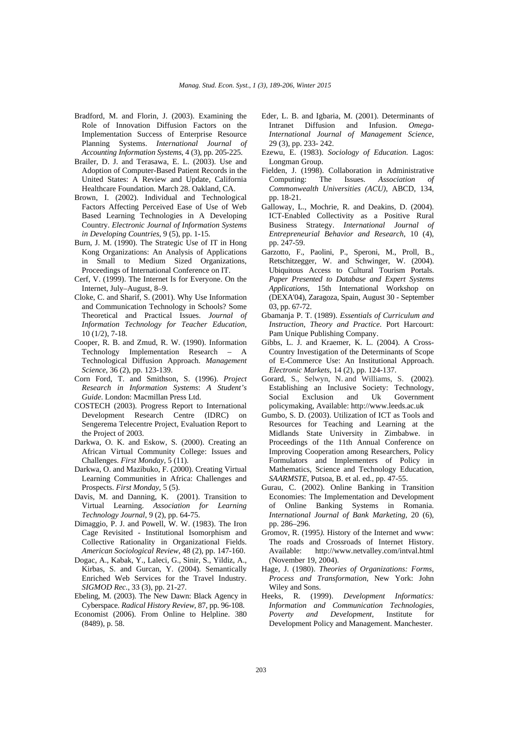Bradford, M. and Florin, J. (2003). Examining the Role of Innovation Diffusion Factors on the Implementation Success of Enterprise Resource Planning Systems. *International Journal of Accounting Information Systems*, 4 (3), pp. 205-225.

Brailer, D. J. and Terasawa, E. L. (2003). Use and Adoption of Computer-Based Patient Records in the United States: A Review and Update, California Healthcare Foundation. March 28. Oakland, CA.

Brown, I. (2002). Individual and Technological Factors Affecting Perceived Ease of Use of Web Based Learning Technologies in A Developing Country. *Electronic Journal of Information Systems in Developing Countries*, 9 (5), pp. 1-15.

Burn, J. M. (1990). The Strategic Use of IT in Hong Kong Organizations: An Analysis of Applications in Small to Medium Sized Organizations, Proceedings of International Conference on IT.

Cerf, V. (1999). The Internet Is for Everyone. On the Internet, July–August, 8–9.

Cloke, C. and Sharif, S. (2001). Why Use Information and Communication Technology in Schools? Some Theoretical and Practical Issues. *Journal of Information Technology for Teacher Education*, 10 (1/2), 7-18.

Cooper, R. B. and Zmud, R. W. (1990). Information Technology Implementation Research – A Technological Diffusion Approach. *Management Science*, 36 (2), pp. 123-139.

Corn Ford, T. and Smithson, S. (1996). *Project Research in Information Systems*: *A Student's Guide*. London: Macmillan Press Ltd.

COSTECH (2003). Progress Report to International Development Research Centre (IDRC) on Sengerema Telecentre Project, Evaluation Report to the Project of 2003.

Darkwa, O. K. and Eskow, S. (2000). Creating an African Virtual Community College: Issues and Challenges. *First Monday*, 5 (11).

Darkwa, O. and Mazibuko, F. (2000). Creating Virtual Learning Communities in Africa: Challenges and Prospects. *First Monday*, 5 (5).

Davis, M. and Danning, K. (2001). Transition to Virtual Learning. *Association for Learning Technology Journal*, 9 (2), pp. 64-75.

Dimaggio, P. J. and Powell, W. W. (1983). The Iron Cage Revisited - Institutional Isomorphism and Collective Rationality in Organizational Fields. *American Sociological Review*, 48 (2), pp. 147-160.

Dogac, A., Kabak, Y., Laleci, G., Sinir, S., Yildiz, A., Kirbas, S. and Gurcan, Y. (2004). Semantically Enriched Web Services for the Travel Industry. *SIGMOD Rec.*, 33 (3), pp. 21-27.

Ebeling, M. (2003). The New Dawn: Black Agency in Cyberspace. *Radical History Review*, 87, pp. 96-108.

Economist (2006). From Online to Helpline. 380 (8489), p. 58.

Eder, L. B. and Igbaria, M. (2001). Determinants of Intranet Diffusion and Infusion. *Omega-International Journal of Management Science*, 29 (3), pp. 233- 242.

Ezewu, E. (1983). *Sociology of Education*. Lagos: Longman Group.

Fielden, J. (1998). Collaboration in Administrative Computing: The Issues. *Association of Commonwealth Universities (ACU)*, ABCD, 134, pp. 18-21.

Galloway, L., Mochrie, R. and Deakins, D. (2004). ICT-Enabled Collectivity as a Positive Rural Business Strategy. *International Journal of Entrepreneurial Behavior and Research*, 10 (4), pp. 247-59.

Garzotto, F., Paolini, P., Speroni, M., Proll, B., Retschitzegger, W. and Schwinger, W. (2004). Ubiquitous Access to Cultural Tourism Portals. *Paper Presented to Database and Expert Systems Applications*, 15th International Workshop on (DEXA'04), Zaragoza, Spain, August 30 - September 03, pp. 67-72.

Gbamanja P. T. (1989). *Essentials of Curriculum and Instruction, Theory and Practice*. Port Harcourt: Pam Unique Publishing Company.

Gibbs, L. J. and Kraemer, K. L. (2004). A Cross-Country Investigation of the Determinants of Scope of E-Commerce Use: An Institutional Approach. *Electronic Markets*, 14 (2), pp. 124-137.

Gorard, S., Selwyn, N. and Williams, S. (2002). Establishing an Inclusive Society: Technology, Social Exclusion and Uk Government policymaking, Available: http://www.leeds.ac.uk

Gumbo, S. D. (2003). Utilization of ICT as Tools and Resources for Teaching and Learning at the Midlands State University in Zimbabwe. in Proceedings of the 11th Annual Conference on Improving Cooperation among Researchers, Policy Formulators and Implementers of Policy in Mathematics, Science and Technology Education, *SAARMSTE*, Putsoa, B. et al. ed., pp. 47-55.

Gurau, C. (2002). Online Banking in Transition Economies: The Implementation and Development of Online Banking Systems in Romania. *International Journal of Bank Marketing*, 20 (6), pp. 286–296.

Gromov, R. (1995*).* History of the Internet and www: The roads and Crossroads of Internet History. Available: http://www.netvalley.com/intval.html (November 19, 2004).

Hage, J. (1980). *Theories of Organizations: Forms, Process and Transformation*, New York: John Wiley and Sons.

Heeks, R. (1999). *Development Informatics: Information and Communication Technologies, Poverty and Development*, Institute for Development Policy and Management. Manchester.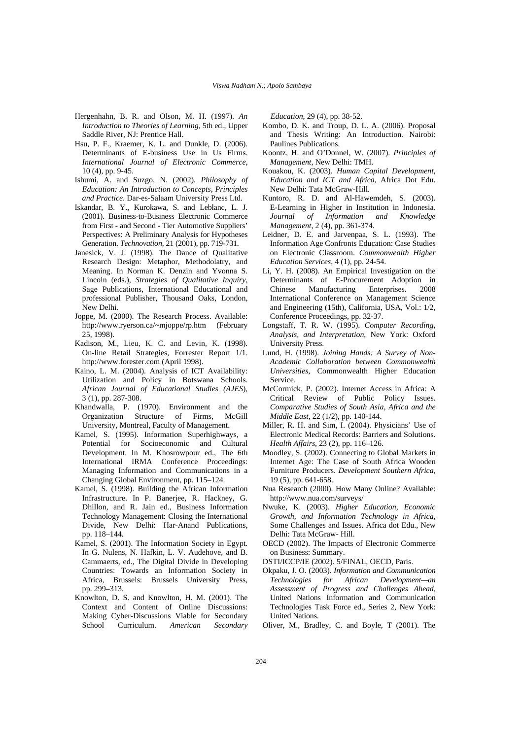Hergenhahn, B. R. and Olson, M. H. (1997). *An Introduction to Theories of Learning*, 5th ed., Upper Saddle River, NJ: Prentice Hall.

Hsu, P. F., Kraemer, K. L. and Dunkle, D. (2006). Determinants of E-business Use in Us Firms. *International Journal of Electronic Commerce*, 10 (4), pp. 9-45.

Ishumi, A. and Suzgo, N. (2002). *Philosophy of Education: An Introduction to Concepts, Principles and Practice*. Dar-es-Salaam University Press Ltd.

Iskandar, B. Y., Kurokawa, S. and Leblanc, L. J. (2001). Business-to-Business Electronic Commerce from First - and Second - Tier Automotive Suppliers' Perspectives: A Preliminary Analysis for Hypotheses Generation. *Technovation*, 21 (2001), pp. 719-731.

Janesick, V. J. (1998). The Dance of Qualitative Research Design: Metaphor, Methodolatry, and Meaning. In Norman K. Denzin and Yvonna S. Lincoln (eds.), *Strategies of Qualitative Inquiry*, Sage Publications, International Educational and professional Publisher, Thousand Oaks, London, New Delhi.

Joppe, M. (2000). The Research Process. Available: http://www.ryerson.ca/~mjoppe/rp.htm (February 25, 1998).

Kadison, M., Lieu, K. C. and Levin, K. (1998). On-line Retail Strategies, Forrester Report 1/1. http://www.forester.com (April 1998).

Kaino, L. M. (2004). Analysis of ICT Availability: Utilization and Policy in Botswana Schools. *African Journal of Educational Studies (AJES*), 3 (1), pp. 287-308.

Khandwalla, P. (1970). Environment and the Organization Structure of Firms, McGill University, Montreal, Faculty of Management.

Kamel, S. (1995). Information Superhighways, a Potential for Socioeconomic and Cultural Development. In M. Khosrowpour ed., The 6th International IRMA Conference Proceedings: Managing Information and Communications in a Changing Global Environment, pp. 115–124.

Kamel, S. (1998). Building the African Information Infrastructure. In P. Banerjee, R. Hackney, G. Dhillon, and R. Jain ed., Business Information Technology Management: Closing the International Divide, New Delhi: Har-Anand Publications, pp. 118–144.

Kamel, S. (2001). The Information Society in Egypt. In G. Nulens, N. Hafkin, L. V. Audehove, and B. Cammaerts, ed., The Digital Divide in Developing Countries: Towards an Information Society in Africa, Brussels: Brussels University Press, pp. 299–313.

Knowlton, D. S. and Knowlton, H. M. (2001). The Context and Content of Online Discussions: Making Cyber-Discussions Viable for Secondary School Curriculum. *American Secondary Education*, 29 (4), pp. 38-52.

Kombo, D. K. and Troup, D. L. A. (2006). Proposal and Thesis Writing: An Introduction. Nairobi: Paulines Publications.

Koontz, H. and O'Donnel, W. (2007). *Principles of Management*, New Delhi: TMH.

Kouakou, K. (2003). *Human Capital Development, Education and ICT and Africa*, Africa Dot Edu. New Delhi: Tata McGraw-Hill.

Kuntoro, R. D. and Al-Hawemdeh, S. (2003). E-Learning in Higher in Institution in Indonesia*. Journal of Information and Knowledge Management*, 2 (4), pp. 361-374.

Leidner, D. E. and Jarvenpaa, S. L. (1993). The Information Age Confronts Education: Case Studies on Electronic Classroom. *Commonwealth Higher Education Services*, 4 (1), pp. 24-54.

Li, Y. H. (2008). An Empirical Investigation on the Determinants of E-Procurement Adoption in Chinese Manufacturing Enterprises. 2008 International Conference on Management Science and Engineering (15th), California, USA, Vol.: 1/2, Conference Proceedings, pp. 32-37.

Longstaff, T. R. W. (1995). *Computer Recording, Analysis, and Interpretation*, New York: Oxford University Press.

Lund, H. (1998). *Joining Hands: A Survey of Non-Academic Collaboration between Commonwealth Universities*, Commonwealth Higher Education Service.

McCormick, P. (2002). Internet Access in Africa: A Critical Review of Public Policy Issues. *Comparative Studies of South Asia, Africa and the Middle East*, 22 (1/2), pp. 140-144.

Miller, R. H. and Sim, I. (2004). Physicians' Use of Electronic Medical Records: Barriers and Solutions. *Health Affairs*, 23 (2), pp. 116–126.

Moodley, S. (2002). Connecting to Global Markets in Internet Age: The Case of South Africa Wooden Furniture Producers. *Development Southern Africa*, 19 (5), pp. 641-658.

Nua Research (2000). How Many Online? Available: http://www.nua.com/surveys/

Nwuke, K. (2003). *Higher Education, Economic Growth, and Information Technology in Africa*, Some Challenges and Issues. Africa dot Edu., New Delhi: Tata McGraw- Hill.

OECD (2002). The Impacts of Electronic Commerce on Business: Summary.

DSTI/ICCP/IE (2002). 5/FINAL, OECD, Paris.

Okpaku, J. O. (2003). *Information and Communication Technologies for African Development—an Assessment of Progress and Challenges Ahead*, United Nations Information and Communication Technologies Task Force ed., Series 2, New York: United Nations.

Oliver, M., Bradley, C. and Boyle, T (2001). The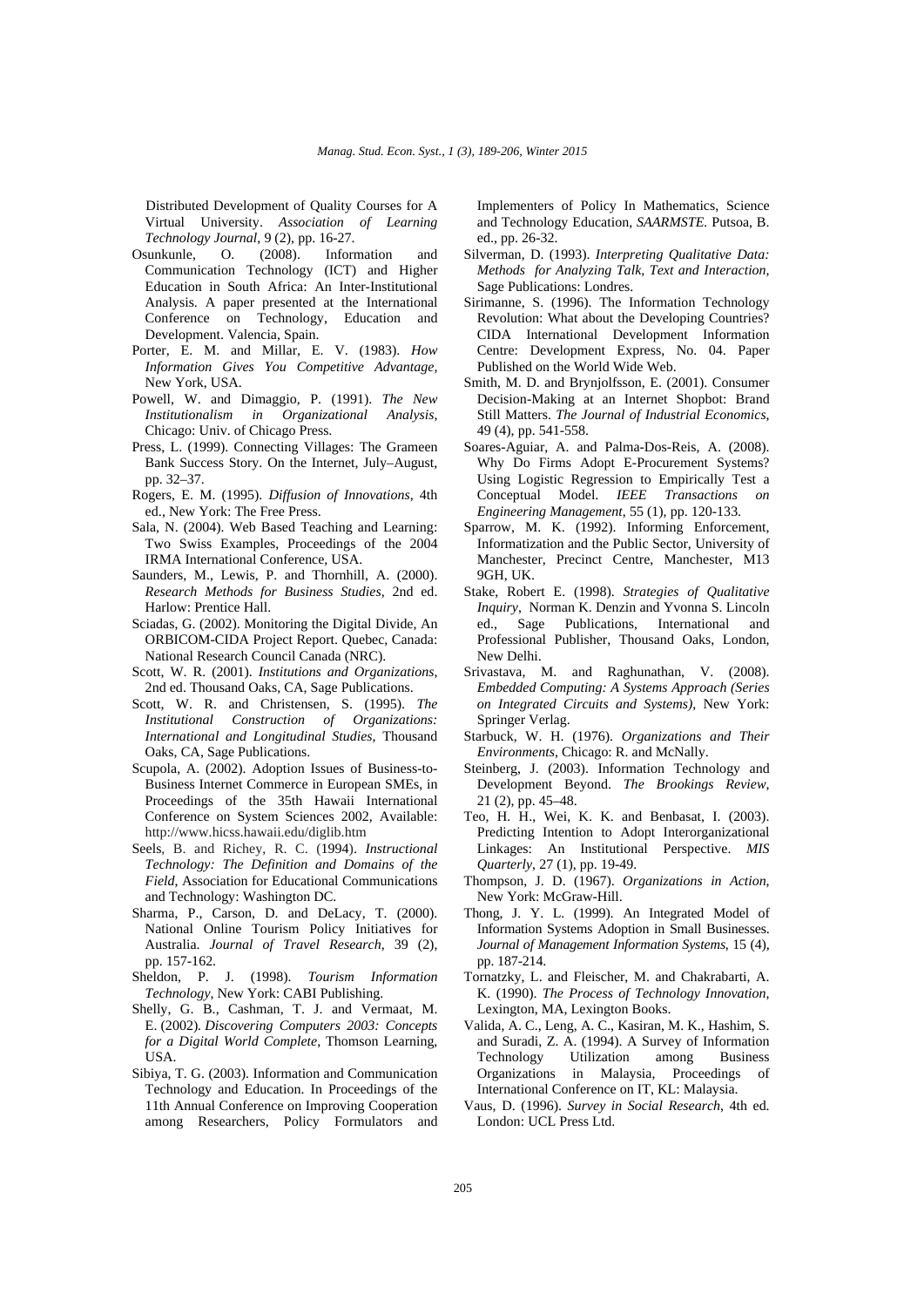Distributed Development of Quality Courses for A Virtual University. *Association of Learning Technology Journal*, 9 (2), pp. 16-27.

Osunkunle, O. (2008). Information and Communication Technology (ICT) and Higher Education in South Africa: An Inter-Institutional Analysis. A paper presented at the International Conference on Technology, Education and Development. Valencia, Spain.

Porter, E. M. and Millar, E. V. (1983). *How Information Gives You Competitive Advantage*, New York, USA.

Powell, W. and Dimaggio, P. (1991). *The New Institutionalism in Organizational Analysis*, Chicago: Univ. of Chicago Press.

Press, L. (1999). Connecting Villages: The Grameen Bank Success Story. On the Internet, July–August, pp. 32–37.

Rogers, E. M. (1995). *Diffusion of Innovations*, 4th ed., New York: The Free Press.

Sala, N. (2004). Web Based Teaching and Learning: Two Swiss Examples, Proceedings of the 2004 IRMA International Conference, USA.

Saunders, M., Lewis, P. and Thornhill, A. (2000). *Research Methods for Business Studies*, 2nd ed. Harlow: Prentice Hall.

Sciadas, G. (2002). Monitoring the Digital Divide, An ORBICOM-CIDA Project Report. Quebec, Canada: National Research Council Canada (NRC).

Scott, W. R. (2001). *Institutions and Organizations*, 2nd ed. Thousand Oaks, CA, Sage Publications.

Scott, W. R. and Christensen, S. (1995). *The Institutional Construction of Organizations: International and Longitudinal Studies*, Thousand Oaks, CA, Sage Publications.

Scupola, A. (2002). Adoption Issues of Business-to-Business Internet Commerce in European SMEs, in Proceedings of the 35th Hawaii International Conference on System Sciences 2002, Available: http://www.hicss.hawaii.edu/diglib.htm

Seels, B. and Richey, R. C. (1994). *Instructional Technology: The Definition and Domains of the Field*, Association for Educational Communications and Technology: Washington DC.

Sharma, P., Carson, D. and DeLacy, T. (2000). National Online Tourism Policy Initiatives for Australia. *Journal of Travel Research*, 39 (2), pp. 157-162.

Sheldon, P. J. (1998). *Tourism Information Technology*, New York: CABI Publishing.

Shelly, G. B., Cashman, T. J. and Vermaat, M. E. (2002). *Discovering Computers 2003: Concepts for a Digital World Complete*, Thomson Learning, USA.

Sibiya, T. G. (2003). Information and Communication Technology and Education. In Proceedings of the 11th Annual Conference on Improving Cooperation among Researchers, Policy Formulators and Implementers of Policy In Mathematics, Science and Technology Education, *SAARMSTE*. Putsoa, B. ed., pp. 26-32.

Silverman, D. (1993). *Interpreting Qualitative Data: Methods for Analyzing Talk, Text and Interaction*, Sage Publications: Londres.

Sirimanne, S. (1996). The Information Technology Revolution: What about the Developing Countries? CIDA International Development Information Centre: Development Express, No. 04. Paper Published on the World Wide Web.

Smith, M. D. and Brynjolfsson, E. (2001). Consumer Decision-Making at an Internet Shopbot: Brand Still Matters. *The Journal of Industrial Economics*, 49 (4), pp. 541-558.

Soares-Aguiar, A. and Palma-Dos-Reis, A. (2008). Why Do Firms Adopt E-Procurement Systems? Using Logistic Regression to Empirically Test a Conceptual Model. *IEEE Transactions on Engineering Management*, 55 (1), pp. 120-133.

Sparrow, M. K. (1992). Informing Enforcement, Informatization and the Public Sector, University of Manchester, Precinct Centre, Manchester, M13 9GH, UK.

Stake, Robert E. (1998). *Strategies of Qualitative Inquiry*, Norman K. Denzin and Yvonna S. Lincoln ed., Sage Publications, International and Professional Publisher, Thousand Oaks, London, New Delhi.

Srivastava, M. and Raghunathan, V. (2008). *Embedded Computing: A Systems Approach (Series on Integrated Circuits and Systems)*, New York: Springer Verlag.

Starbuck, W. H. (1976). *Organizations and Their Environments*, Chicago: R. and McNally.

Steinberg, J. (2003). Information Technology and Development Beyond. *The Brookings Review*, 21 (2), pp. 45–48.

Teo, H. H., Wei, K. K. and Benbasat, I. (2003). Predicting Intention to Adopt Interorganizational Linkages: An Institutional Perspective. *MIS Quarterly*, 27 (1), pp. 19-49.

Thompson, J. D. (1967). *Organizations in Action*, New York: McGraw-Hill.

Thong, J. Y. L. (1999). An Integrated Model of Information Systems Adoption in Small Businesses. *Journal of Management Information Systems*, 15 (4), pp. 187-214.

Tornatzky, L. and Fleischer, M. and Chakrabarti, A. K. (1990). *The Process of Technology Innovation*, Lexington, MA, Lexington Books.

Valida, A. C., Leng, A. C., Kasiran, M. K., Hashim, S. and Suradi, Z. A. (1994). A Survey of Information Technology Utilization among Business Organizations in Malaysia, Proceedings of International Conference on IT, KL: Malaysia.

Vaus, D. (1996). *Survey in Social Research*, 4th ed. London: UCL Press Ltd.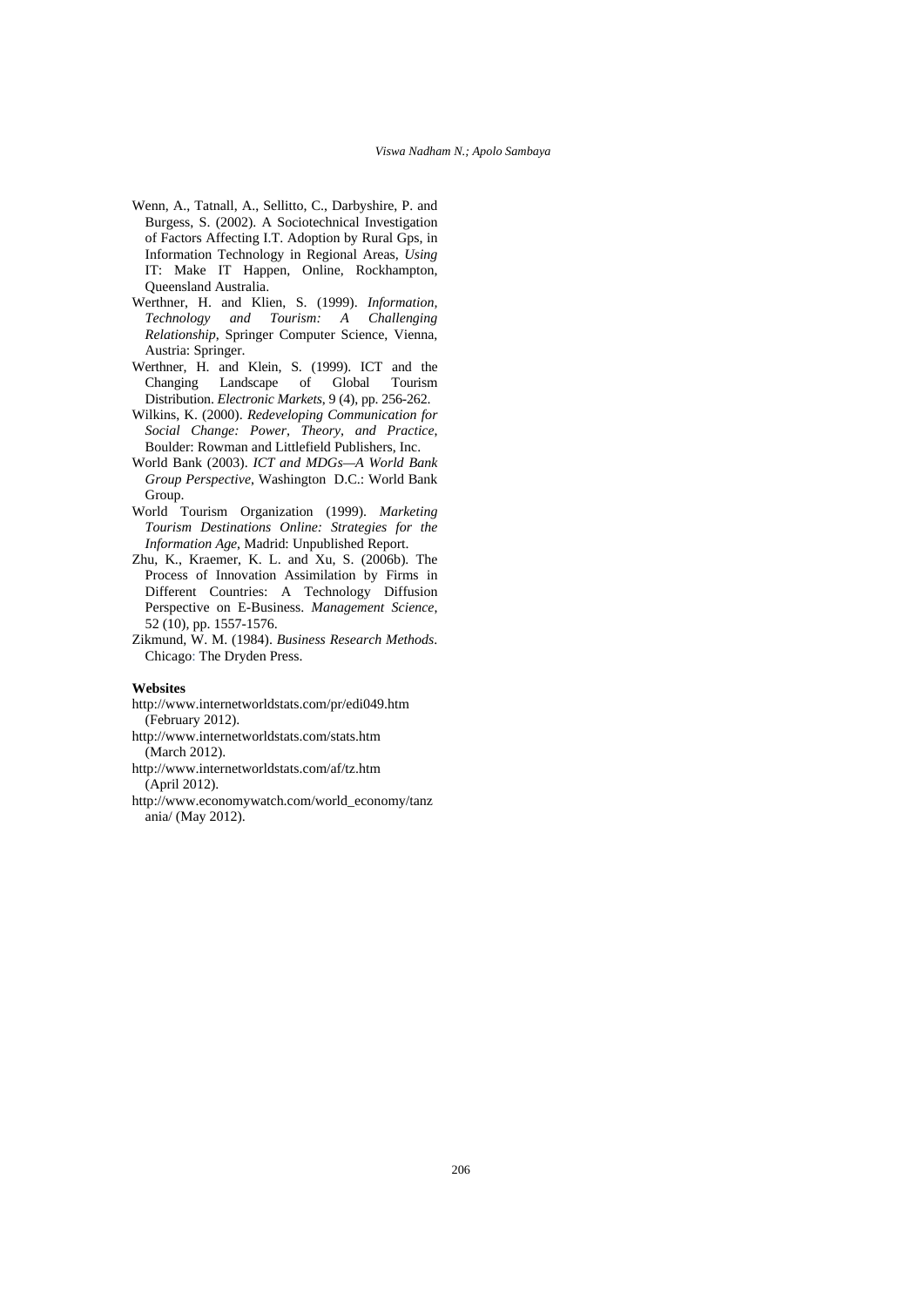Wenn, A., Tatnall, A., Sellitto, C., Darbyshire, P. and Burgess, S. (2002). A Sociotechnical Investigation of Factors Affecting I.T. Adoption by Rural Gps, in Information Technology in Regional Areas, *Using* IT: Make IT Happen, Online, Rockhampton, Queensland Australia.

Werthner, H. and Klien, S. (1999). *Information, Technology and Tourism: A Challenging Relationship*, Springer Computer Science, Vienna, Austria: Springer.

Werthner, H. and Klein, S. (1999). ICT and the Changing Landscape of Global Tourism Distribution. *Electronic Markets*, 9 (4), pp. 256-262.

Wilkins, K. (2000). *Redeveloping Communication for Social Change: Power, Theory, and Practice*, Boulder: Rowman and Littlefield Publishers, Inc.

World Bank (2003). *ICT and MDGs—A World Bank Group Perspective*, Washington D.C.: World Bank Group.

World Tourism Organization (1999). *Marketing Tourism Destinations Online: Strategies for the Information Age*, Madrid: Unpublished Report.

Zhu, K., Kraemer, K. L. and Xu, S. (2006b). The Process of Innovation Assimilation by Firms in Different Countries: A Technology Diffusion Perspective on E-Business. *Management Science*, 52 (10), pp. 1557-1576.

Zikmund, W. M. (1984). *Business Research Methods*. Chicago: The Dryden Press.

**Websites**

http://www.internetworldstats.com/pr/edi049.htm (February 2012).

http://www.internetworldstats.com/stats.htm (March 2012).

http://www.internetworldstats.com/af/tz.htm (April 2012).

http://www.economywatch.com/world_economy/tanzania/ (May 2012).